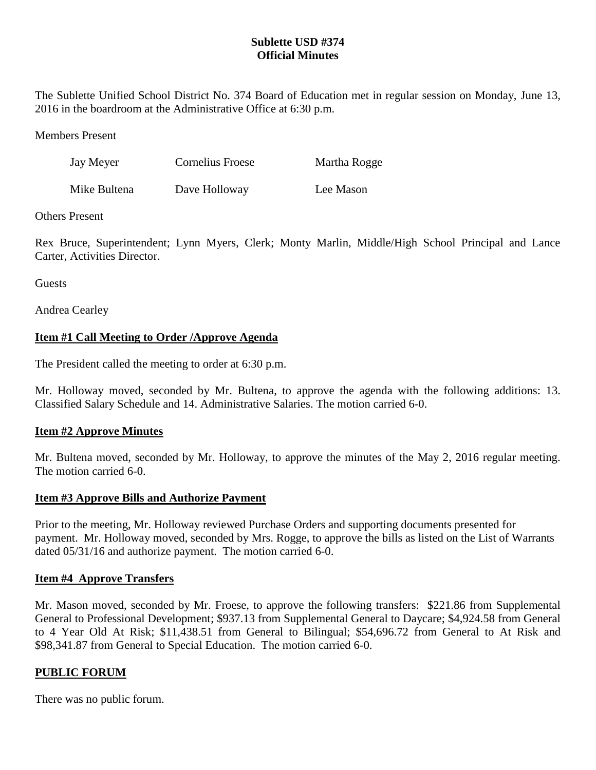# Sublette USD #374
## Official Minutes

The Sublette Unified School District No. 374 Board of Education met in regular session on Monday, June 13, 2016 in the boardroom at the Administrative Office at 6:30 p.m.

Members Present

| | | |
|---|---|---|
| Jay Meyer | Cornelius Froese | Martha Rogge |
| Mike Bultena | Dave Holloway | Lee Mason |

Others Present

Rex Bruce, Superintendent; Lynn Myers, Clerk; Monty Marlin, Middle/High School Principal and Lance Carter, Activities Director.

Guests

Andrea Cearley

**Item #1 Call Meeting to Order /Approve Agenda**

The President called the meeting to order at 6:30 p.m.

Mr. Holloway moved, seconded by Mr. Bultena, to approve the agenda with the following additions: 13. Classified Salary Schedule and 14. Administrative Salaries. The motion carried 6-0.

**Item #2 Approve Minutes**

Mr. Bultena moved, seconded by Mr. Holloway, to approve the minutes of the May 2, 2016 regular meeting. The motion carried 6-0.

**Item #3 Approve Bills and Authorize Payment**

Prior to the meeting, Mr. Holloway reviewed Purchase Orders and supporting documents presented for payment. Mr. Holloway moved, seconded by Mrs. Rogge, to approve the bills as listed on the List of Warrants dated 05/31/16 and authorize payment. The motion carried 6-0.

**Item #4 Approve Transfers**

Mr. Mason moved, seconded by Mr. Froese, to approve the following transfers: $221.86 from Supplemental General to Professional Development; $937.13 from Supplemental General to Daycare; $4,924.58 from General to 4 Year Old At Risk; $11,438.51 from General to Bilingual; $54,696.72 from General to At Risk and $98,341.87 from General to Special Education. The motion carried 6-0.

**PUBLIC FORUM**

There was no public forum.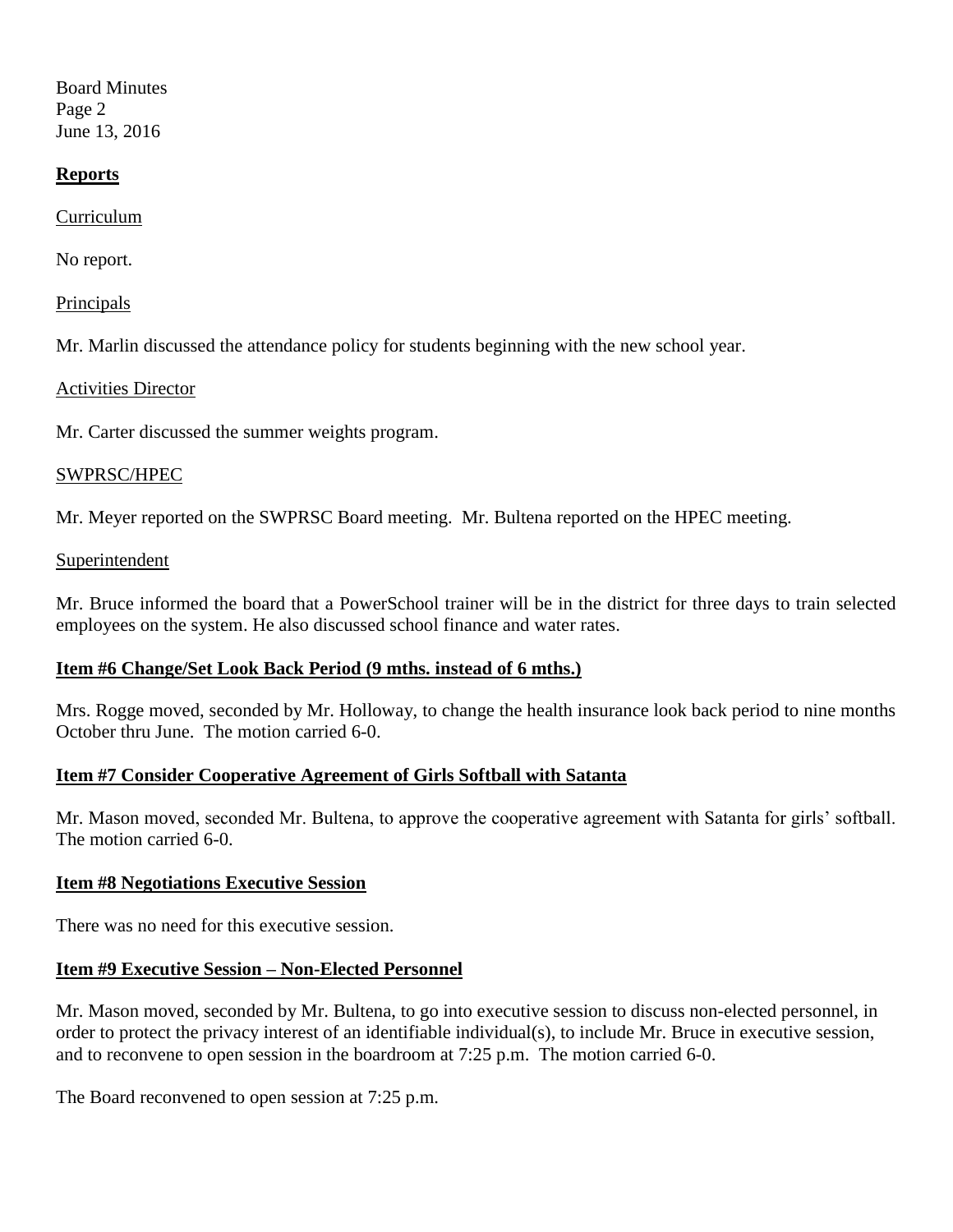## Reports

Curriculum

No report.

Principals

Mr. Marlin discussed the attendance policy for students beginning with the new school year.

Activities Director

Mr. Carter discussed the summer weights program.

SWPRSC/HPEC

Mr. Meyer reported on the SWPRSC Board meeting. Mr. Bultena reported on the HPEC meeting.

Superintendent

Mr. Bruce informed the board that a PowerSchool trainer will be in the district for three days to train selected employees on the system. He also discussed school finance and water rates.

### Item #6 Change/Set Look Back Period (9 mths. instead of 6 mths.)

Mrs. Rogge moved, seconded by Mr. Holloway, to change the health insurance look back period to nine months October thru June. The motion carried 6-0.

### Item #7 Consider Cooperative Agreement of Girls Softball with Satanta

Mr. Mason moved, seconded Mr. Bultena, to approve the cooperative agreement with Satanta for girls' softball. The motion carried 6-0.

### Item #8 Negotiations Executive Session

There was no need for this executive session.

### Item #9 Executive Session – Non-Elected Personnel

Mr. Mason moved, seconded by Mr. Bultena, to go into executive session to discuss non-elected personnel, in order to protect the privacy interest of an identifiable individual(s), to include Mr. Bruce in executive session, and to reconvene to open session in the boardroom at 7:25 p.m. The motion carried 6-0.

The Board reconvened to open session at 7:25 p.m.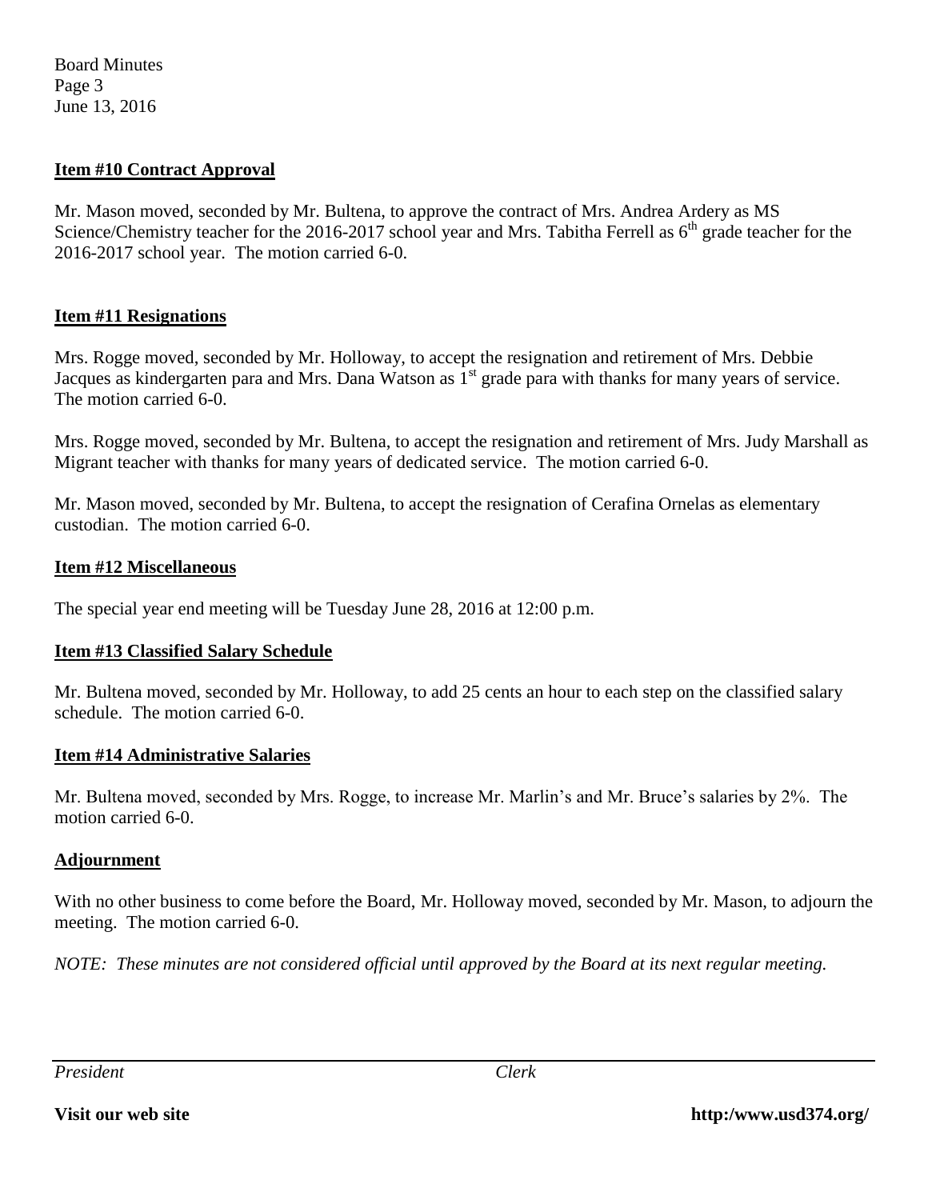**Item #10 Contract Approval**

Mr. Mason moved, seconded by Mr. Bultena, to approve the contract of Mrs. Andrea Ardery as MS Science/Chemistry teacher for the 2016-2017 school year and Mrs. Tabitha Ferrell as 6th grade teacher for the 2016-2017 school year. The motion carried 6-0.

**Item #11 Resignations**

Mrs. Rogge moved, seconded by Mr. Holloway, to accept the resignation and retirement of Mrs. Debbie Jacques as kindergarten para and Mrs. Dana Watson as 1st grade para with thanks for many years of service. The motion carried 6-0.

Mrs. Rogge moved, seconded by Mr. Bultena, to accept the resignation and retirement of Mrs. Judy Marshall as Migrant teacher with thanks for many years of dedicated service. The motion carried 6-0.

Mr. Mason moved, seconded by Mr. Bultena, to accept the resignation of Cerafina Ornelas as elementary custodian. The motion carried 6-0.

**Item #12 Miscellaneous**

The special year end meeting will be Tuesday June 28, 2016 at 12:00 p.m.

**Item #13 Classified Salary Schedule**

Mr. Bultena moved, seconded by Mr. Holloway, to add 25 cents an hour to each step on the classified salary schedule. The motion carried 6-0.

**Item #14 Administrative Salaries**

Mr. Bultena moved, seconded by Mrs. Rogge, to increase Mr. Marlin's and Mr. Bruce's salaries by 2%. The motion carried 6-0.

**Adjournment**

With no other business to come before the Board, Mr. Holloway moved, seconded by Mr. Mason, to adjourn the meeting. The motion carried 6-0.

*NOTE: These minutes are not considered official until approved by the Board at its next regular meeting.*

*President* *Clerk*

**Visit our web site** **http:/www.usd374.org/**